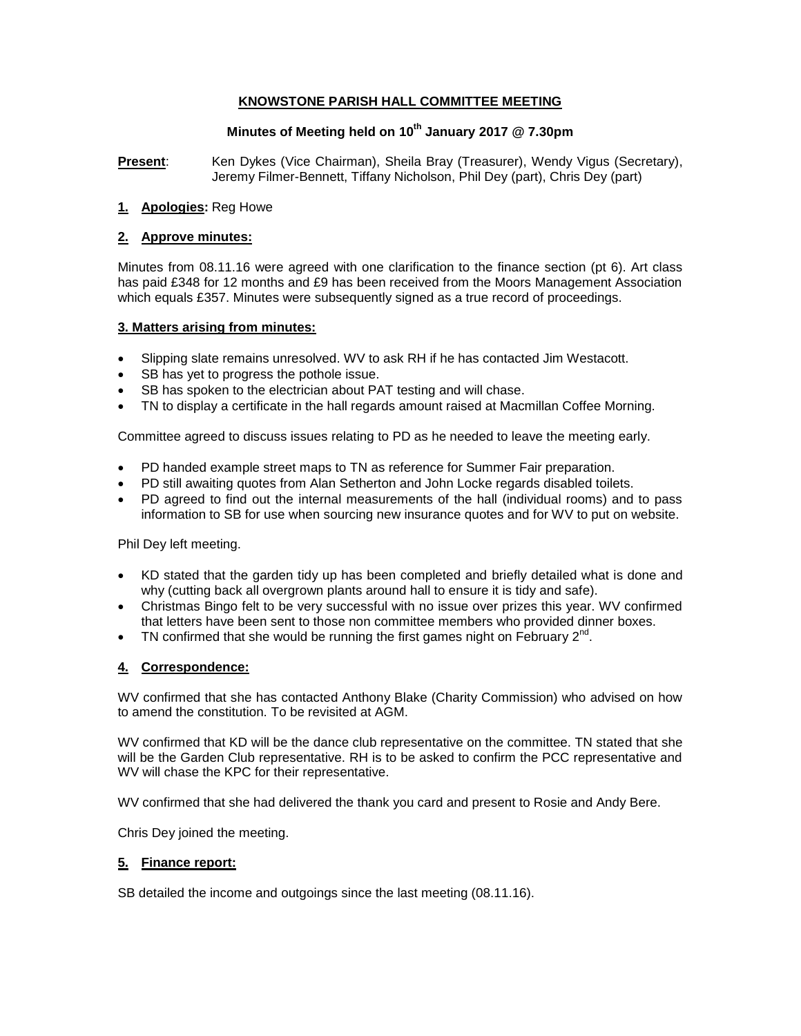# KNOWSTONE PARISH HALL COMMITTEE MEETING

## Minutes of Meeting held on 10th January 2017 @ 7.30pm

**Present**: Ken Dykes (Vice Chairman), Sheila Bray (Treasurer), Wendy Vigus (Secretary), Jeremy Filmer-Bennett, Tiffany Nicholson, Phil Dey (part), Chris Dey (part)

### 1. Apologies: Reg Howe

### 2. Approve minutes:

Minutes from 08.11.16 were agreed with one clarification to the finance section (pt 6). Art class has paid £348 for 12 months and £9 has been received from the Moors Management Association which equals £357. Minutes were subsequently signed as a true record of proceedings.

### 3. Matters arising from minutes:

- Slipping slate remains unresolved. WV to ask RH if he has contacted Jim Westacott.
- SB has yet to progress the pothole issue.
- SB has spoken to the electrician about PAT testing and will chase.
- TN to display a certificate in the hall regards amount raised at Macmillan Coffee Morning.

Committee agreed to discuss issues relating to PD as he needed to leave the meeting early.

- PD handed example street maps to TN as reference for Summer Fair preparation.
- PD still awaiting quotes from Alan Setherton and John Locke regards disabled toilets.
- PD agreed to find out the internal measurements of the hall (individual rooms) and to pass information to SB for use when sourcing new insurance quotes and for WV to put on website.

Phil Dey left meeting.

- KD stated that the garden tidy up has been completed and briefly detailed what is done and why (cutting back all overgrown plants around hall to ensure it is tidy and safe).
- Christmas Bingo felt to be very successful with no issue over prizes this year. WV confirmed that letters have been sent to those non committee members who provided dinner boxes.
- TN confirmed that she would be running the first games night on February 2nd.

### 4. Correspondence:

WV confirmed that she has contacted Anthony Blake (Charity Commission) who advised on how to amend the constitution. To be revisited at AGM.

WV confirmed that KD will be the dance club representative on the committee. TN stated that she will be the Garden Club representative. RH is to be asked to confirm the PCC representative and WV will chase the KPC for their representative.

WV confirmed that she had delivered the thank you card and present to Rosie and Andy Bere.

Chris Dey joined the meeting.

### 5. Finance report:

SB detailed the income and outgoings since the last meeting (08.11.16).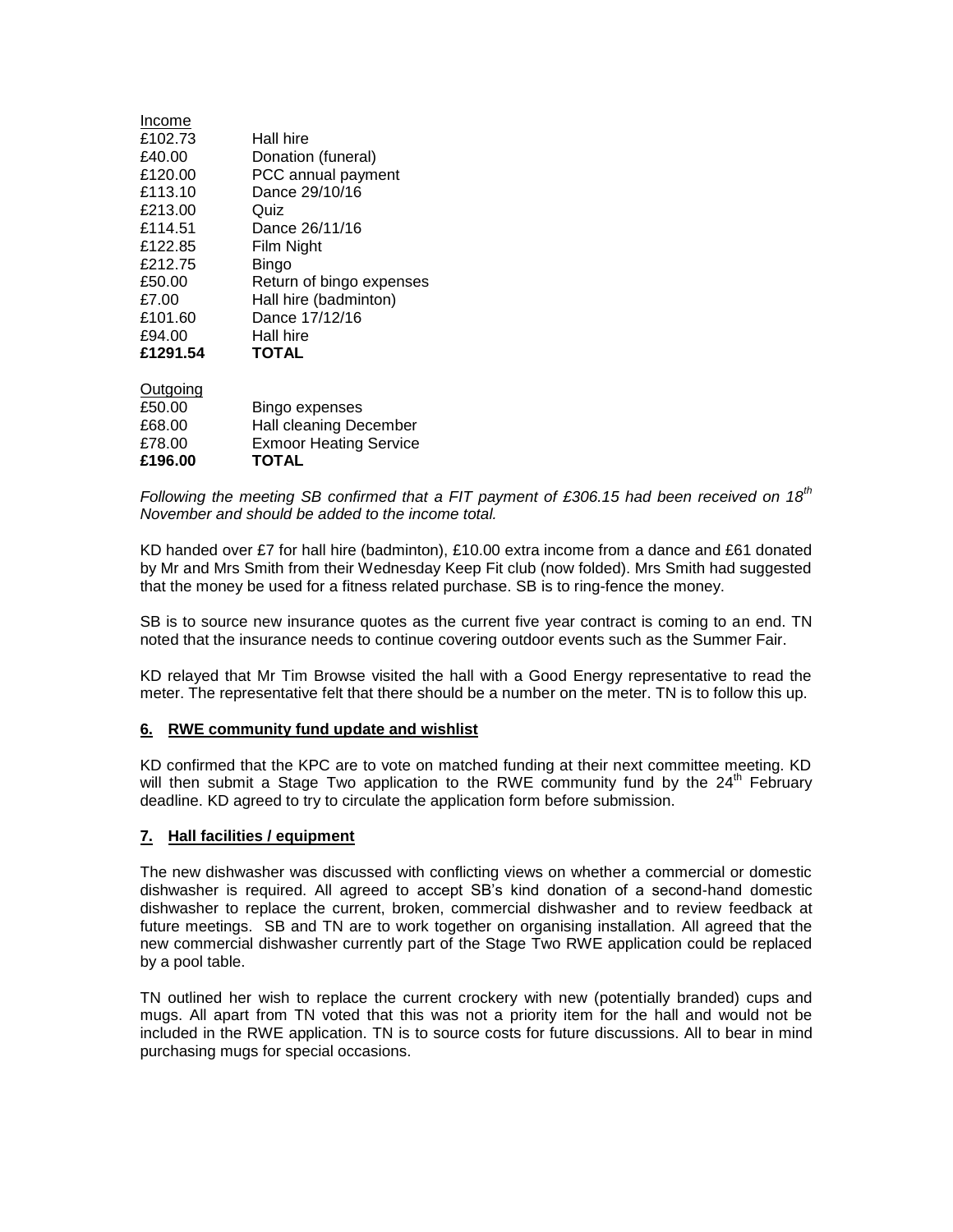<u>Income</u>

| | |
|---|---|
| £102.73 | Hall hire |
| £40.00 | Donation (funeral) |
| £120.00 | PCC annual payment |
| £113.10 | Dance 29/10/16 |
| £213.00 | Quiz |
| £114.51 | Dance 26/11/16 |
| £122.85 | Film Night |
| £212.75 | Bingo |
| £50.00 | Return of bingo expenses |
| £7.00 | Hall hire (badminton) |
| £101.60 | Dance 17/12/16 |
| £94.00 | Hall hire |
| **£1291.54** | **TOTAL** |

<u>Outgoing</u>

| | |
|---|---|
| £50.00 | Bingo expenses |
| £68.00 | Hall cleaning December |
| £78.00 | Exmoor Heating Service |
| **£196.00** | **TOTAL** |

*Following the meeting SB confirmed that a FIT payment of £306.15 had been received on 18th November and should be added to the income total.*

KD handed over £7 for hall hire (badminton), £10.00 extra income from a dance and £61 donated by Mr and Mrs Smith from their Wednesday Keep Fit club (now folded). Mrs Smith had suggested that the money be used for a fitness related purchase. SB is to ring-fence the money.

SB is to source new insurance quotes as the current five year contract is coming to an end. TN noted that the insurance needs to continue covering outdoor events such as the Summer Fair.

KD relayed that Mr Tim Browse visited the hall with a Good Energy representative to read the meter. The representative felt that there should be a number on the meter. TN is to follow this up.

## 6. RWE community fund update and wishlist

KD confirmed that the KPC are to vote on matched funding at their next committee meeting. KD will then submit a Stage Two application to the RWE community fund by the 24th February deadline. KD agreed to try to circulate the application form before submission.

## 7. Hall facilities / equipment

The new dishwasher was discussed with conflicting views on whether a commercial or domestic dishwasher is required. All agreed to accept SB's kind donation of a second-hand domestic dishwasher to replace the current, broken, commercial dishwasher and to review feedback at future meetings. SB and TN are to work together on organising installation. All agreed that the new commercial dishwasher currently part of the Stage Two RWE application could be replaced by a pool table.

TN outlined her wish to replace the current crockery with new (potentially branded) cups and mugs. All apart from TN voted that this was not a priority item for the hall and would not be included in the RWE application. TN is to source costs for future discussions. All to bear in mind purchasing mugs for special occasions.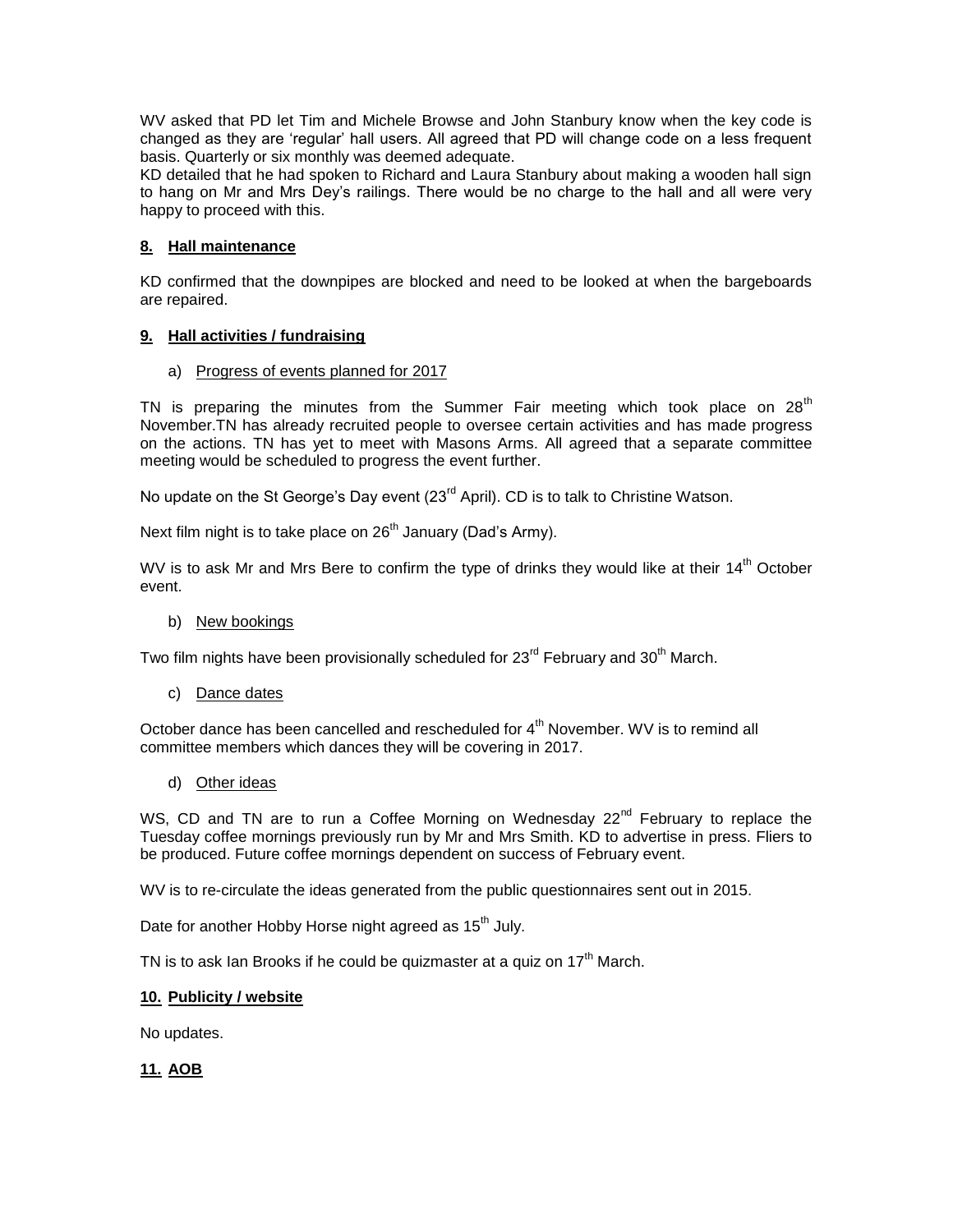WV asked that PD let Tim and Michele Browse and John Stanbury know when the key code is changed as they are 'regular' hall users. All agreed that PD will change code on a less frequent basis. Quarterly or six monthly was deemed adequate.
KD detailed that he had spoken to Richard and Laura Stanbury about making a wooden hall sign to hang on Mr and Mrs Dey's railings. There would be no charge to the hall and all were very happy to proceed with this.

## 8. Hall maintenance

KD confirmed that the downpipes are blocked and need to be looked at when the bargeboards are repaired.

## 9. Hall activities / fundraising

### a) Progress of events planned for 2017

TN is preparing the minutes from the Summer Fair meeting which took place on 28th November.TN has already recruited people to oversee certain activities and has made progress on the actions. TN has yet to meet with Masons Arms. All agreed that a separate committee meeting would be scheduled to progress the event further.

No update on the St George's Day event (23rd April). CD is to talk to Christine Watson.

Next film night is to take place on 26th January (Dad's Army).

WV is to ask Mr and Mrs Bere to confirm the type of drinks they would like at their 14th October event.

### b) New bookings

Two film nights have been provisionally scheduled for 23rd February and 30th March.

### c) Dance dates

October dance has been cancelled and rescheduled for 4th November. WV is to remind all committee members which dances they will be covering in 2017.

### d) Other ideas

WS, CD and TN are to run a Coffee Morning on Wednesday 22nd February to replace the Tuesday coffee mornings previously run by Mr and Mrs Smith. KD to advertise in press. Fliers to be produced. Future coffee mornings dependent on success of February event.

WV is to re-circulate the ideas generated from the public questionnaires sent out in 2015.

Date for another Hobby Horse night agreed as 15th July.

TN is to ask Ian Brooks if he could be quizmaster at a quiz on 17th March.

## 10. Publicity / website

No updates.

## 11. AOB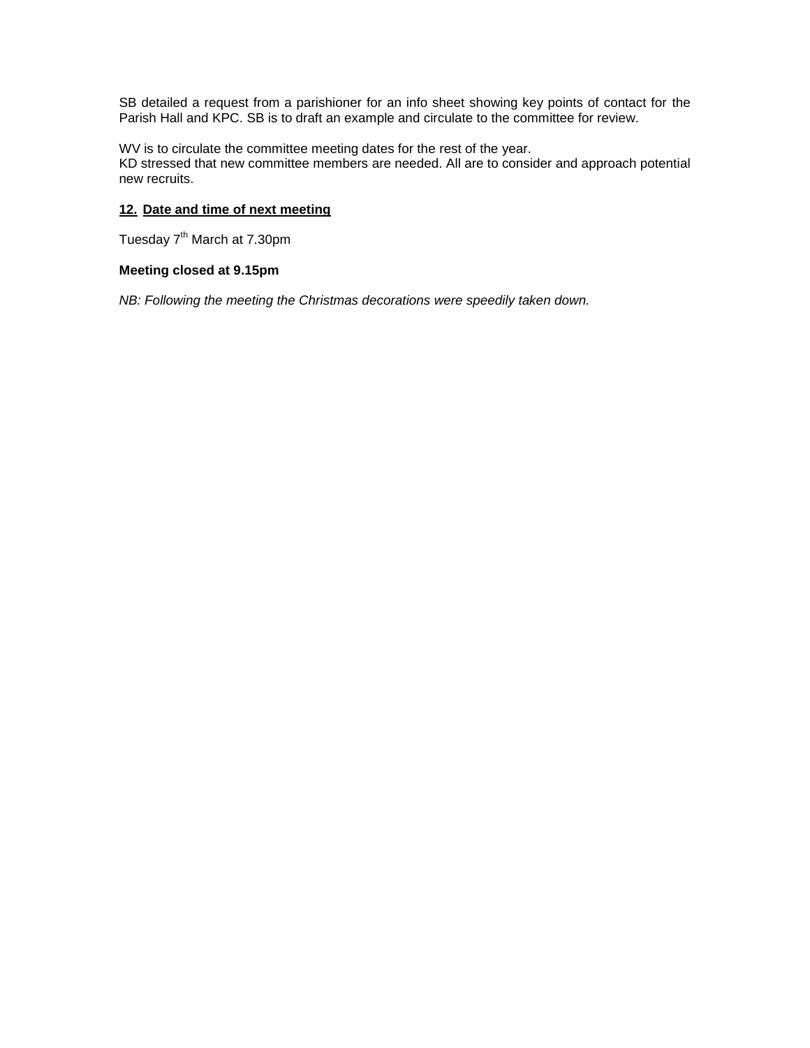SB detailed a request from a parishioner for an info sheet showing key points of contact for the Parish Hall and KPC. SB is to draft an example and circulate to the committee for review.

WV is to circulate the committee meeting dates for the rest of the year.
KD stressed that new committee members are needed. All are to consider and approach potential new recruits.

## 12. Date and time of next meeting

Tuesday 7th March at 7.30pm

**Meeting closed at 9.15pm**

*NB: Following the meeting the Christmas decorations were speedily taken down.*